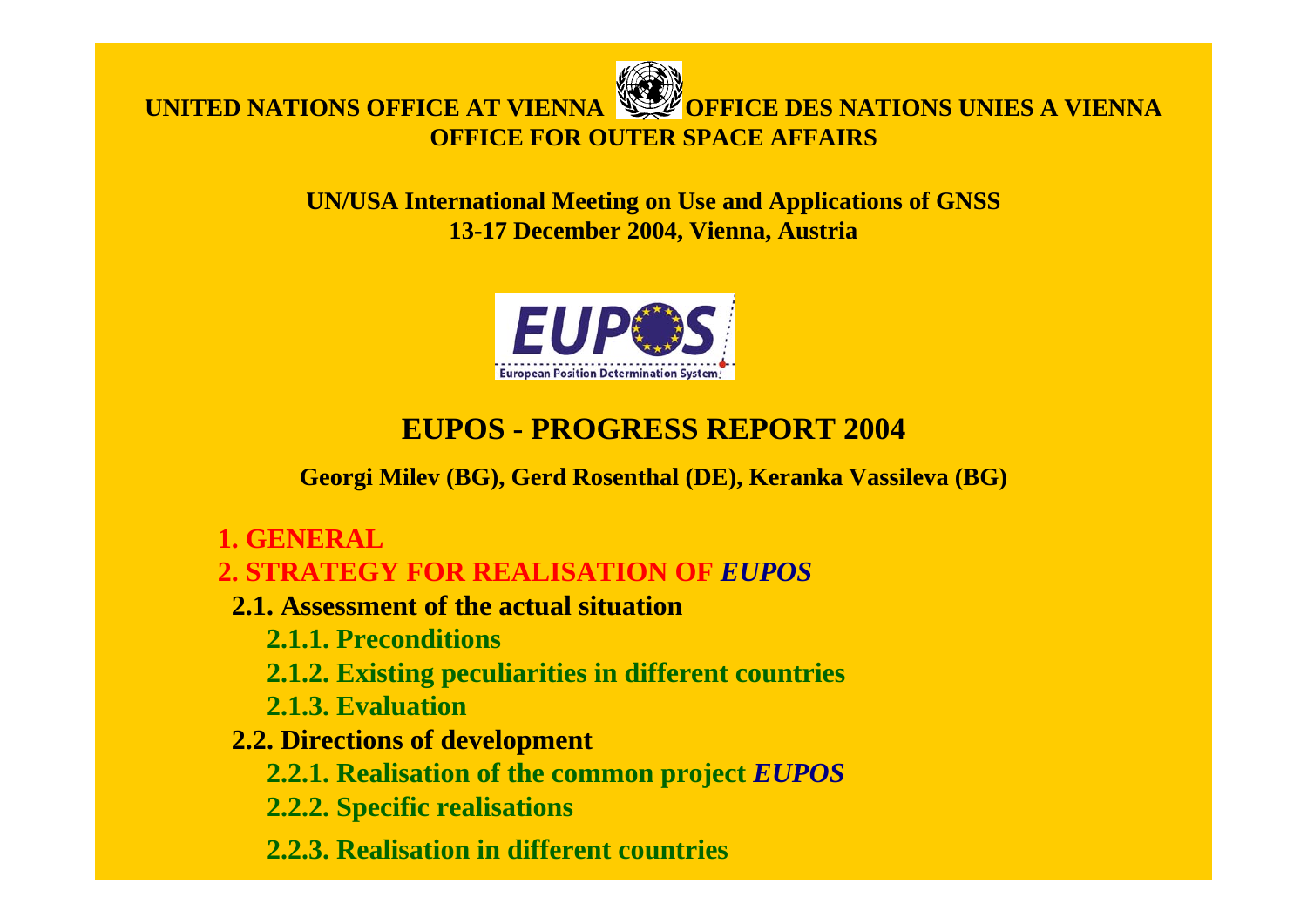UNITED NATIONS OFFICE AT VIENNA OFFICE DES NATIONS UNIES A VIENNA
OFFICE FOR OUTER SPACE AFFAIRS

**UN/USA International Meeting on Use and Applications of GNSS**
**13-17 December 2004, Vienna, Austria**

---

EUPOS
European Position Determination System

# EUPOS - PROGRESS REPORT 2004

**Georgi Milev (BG), Gerd Rosenthal (DE), Keranka Vassileva (BG)**

## 1. GENERAL

## 2. STRATEGY FOR REALISATION OF *EUPOS*

### 2.1. Assessment of the actual situation

- **2.1.1. Preconditions**
- **2.1.2. Existing peculiarities in different countries**
- **2.1.3. Evaluation**

### 2.2. Directions of development

- **2.2.1. Realisation of the common project *EUPOS***
- **2.2.2. Specific realisations**
- **2.2.3. Realisation in different countries**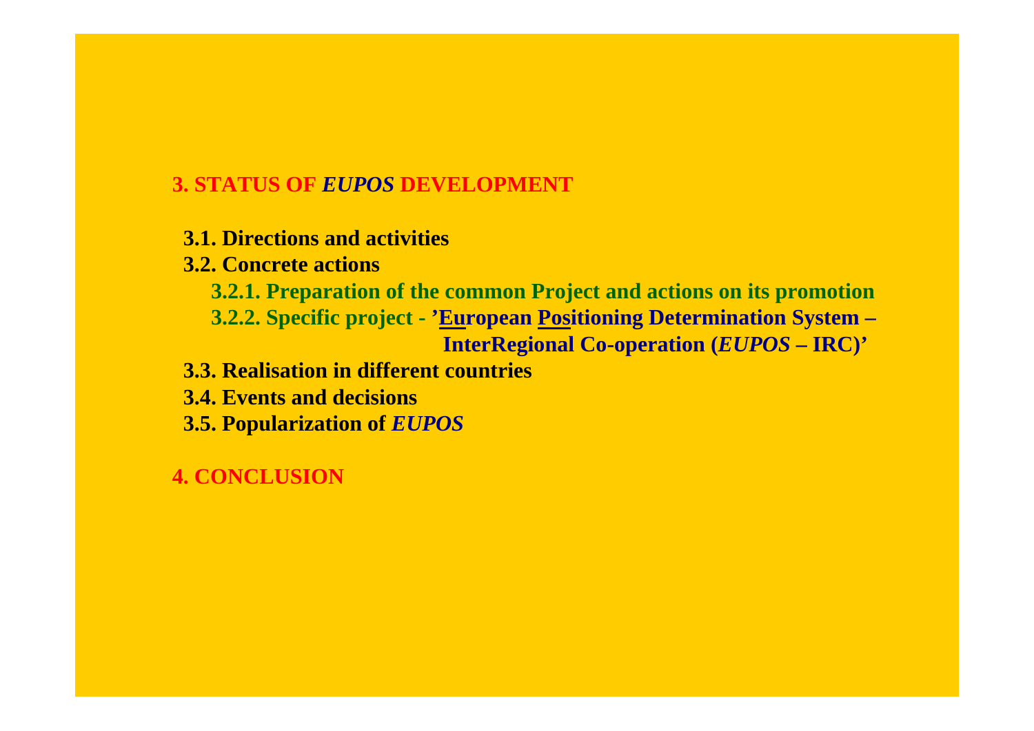## 3. STATUS OF *EUPOS* DEVELOPMENT

- **3.1. Directions and activities**
- **3.2. Concrete actions**
  - **3.2.1. Preparation of the common Project and actions on its promotion**
  - **3.2.2. Specific project - '<u>Eu</u>ropean <u>Pos</u>itioning Determination System – InterRegional Co-operation (*EUPOS* – IRC)'**
- **3.3. Realisation in different countries**
- **3.4. Events and decisions**
- **3.5. Popularization of *EUPOS***

## 4. CONCLUSION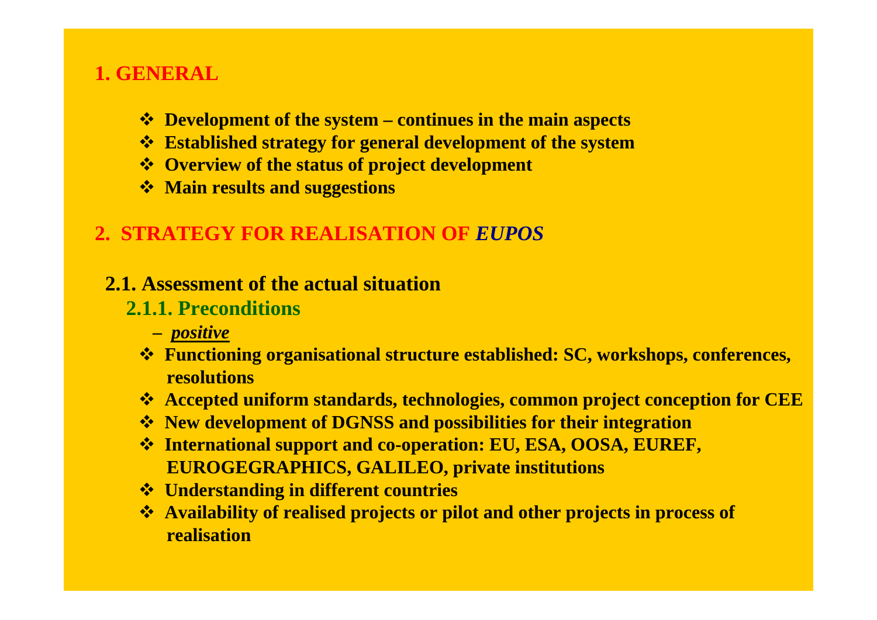## 1. GENERAL

- **Development of the system – continues in the main aspects**
- **Established strategy for general development of the system**
- **Overview of the status of project development**
- **Main results and suggestions**

## 2. STRATEGY FOR REALISATION OF *EUPOS*

### 2.1. Assessment of the actual situation

#### 2.1.1. Preconditions

– ***positive***

- **Functioning organisational structure established: SC, workshops, conferences, resolutions**
- **Accepted uniform standards, technologies, common project conception for CEE**
- **New development of DGNSS and possibilities for their integration**
- **International support and co-operation: EU, ESA, OOSA, EUREF, EUROGEGRAPHICS, GALILEO, private institutions**
- **Understanding in different countries**
- **Availability of realised projects or pilot and other projects in process of realisation**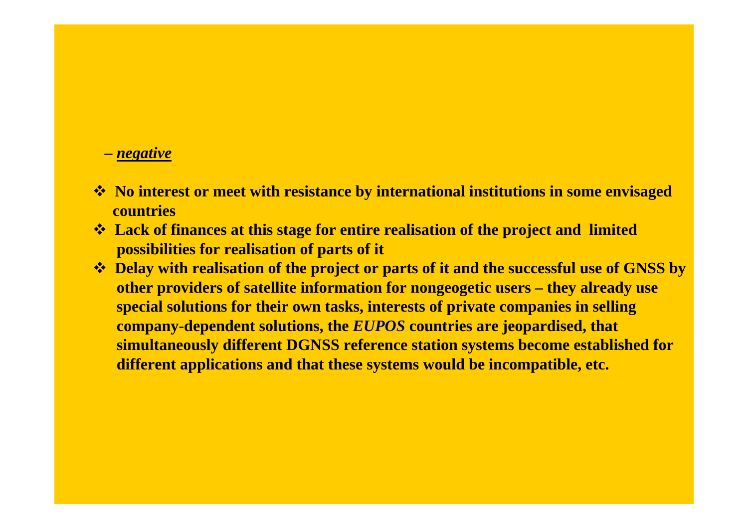– ***negative***

- **No interest or meet with resistance by international institutions in some envisaged countries**
- **Lack of finances at this stage for entire realisation of the project and limited possibilities for realisation of parts of it**
- **Delay with realisation of the project or parts of it and the successful use of GNSS by other providers of satellite information for nongeogetic users – they already use special solutions for their own tasks, interests of private companies in selling company-dependent solutions, the *EUPOS* countries are jeopardised, that simultaneously different DGNSS reference station systems become established for different applications and that these systems would be incompatible, etc.**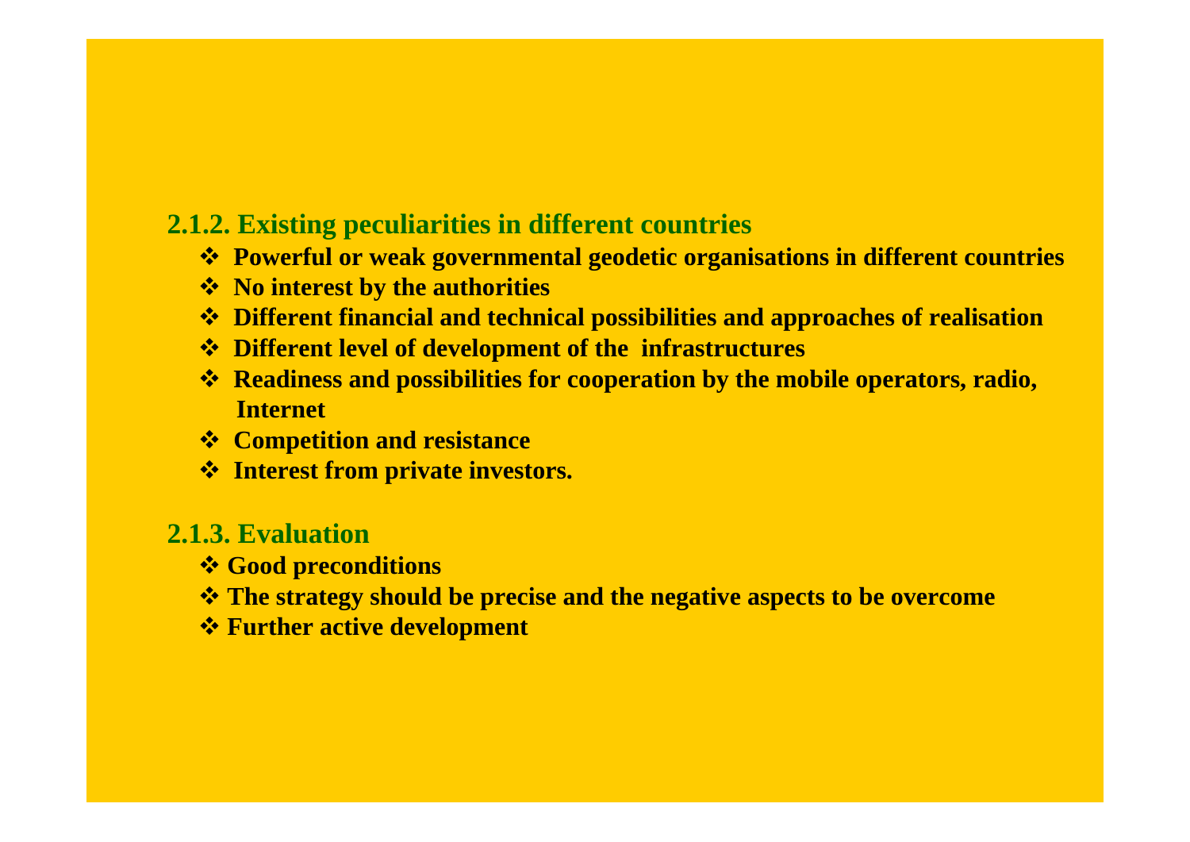### 2.1.2. Existing peculiarities in different countries

- **Powerful or weak governmental geodetic organisations in different countries**
- **No interest by the authorities**
- **Different financial and technical possibilities and approaches of realisation**
- **Different level of development of the infrastructures**
- **Readiness and possibilities for cooperation by the mobile operators, radio, Internet**
- **Competition and resistance**
- **Interest from private investors.**

### 2.1.3. Evaluation

- **Good preconditions**
- **The strategy should be precise and the negative aspects to be overcome**
- **Further active development**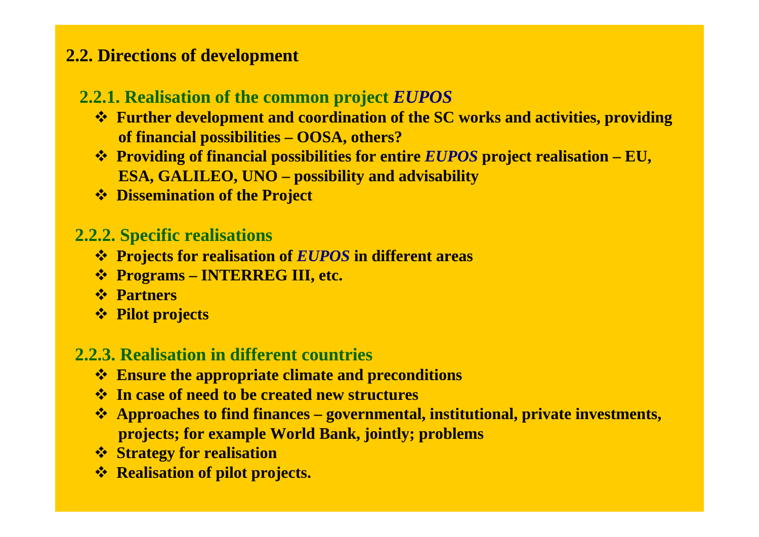## 2.2. Directions of development

### 2.2.1. Realisation of the common project *EUPOS*

- **Further development and coordination of the SC works and activities, providing of financial possibilities – OOSA, others?**
- **Providing of financial possibilities for entire *EUPOS* project realisation – EU, ESA, GALILEO, UNO – possibility and advisability**
- **Dissemination of the Project**

### 2.2.2. Specific realisations

- **Projects for realisation of *EUPOS* in different areas**
- **Programs – INTERREG III, etc.**
- **Partners**
- **Pilot projects**

### 2.2.3. Realisation in different countries

- **Ensure the appropriate climate and preconditions**
- **In case of need to be created new structures**
- **Approaches to find finances – governmental, institutional, private investments, projects; for example World Bank, jointly; problems**
- **Strategy for realisation**
- **Realisation of pilot projects.**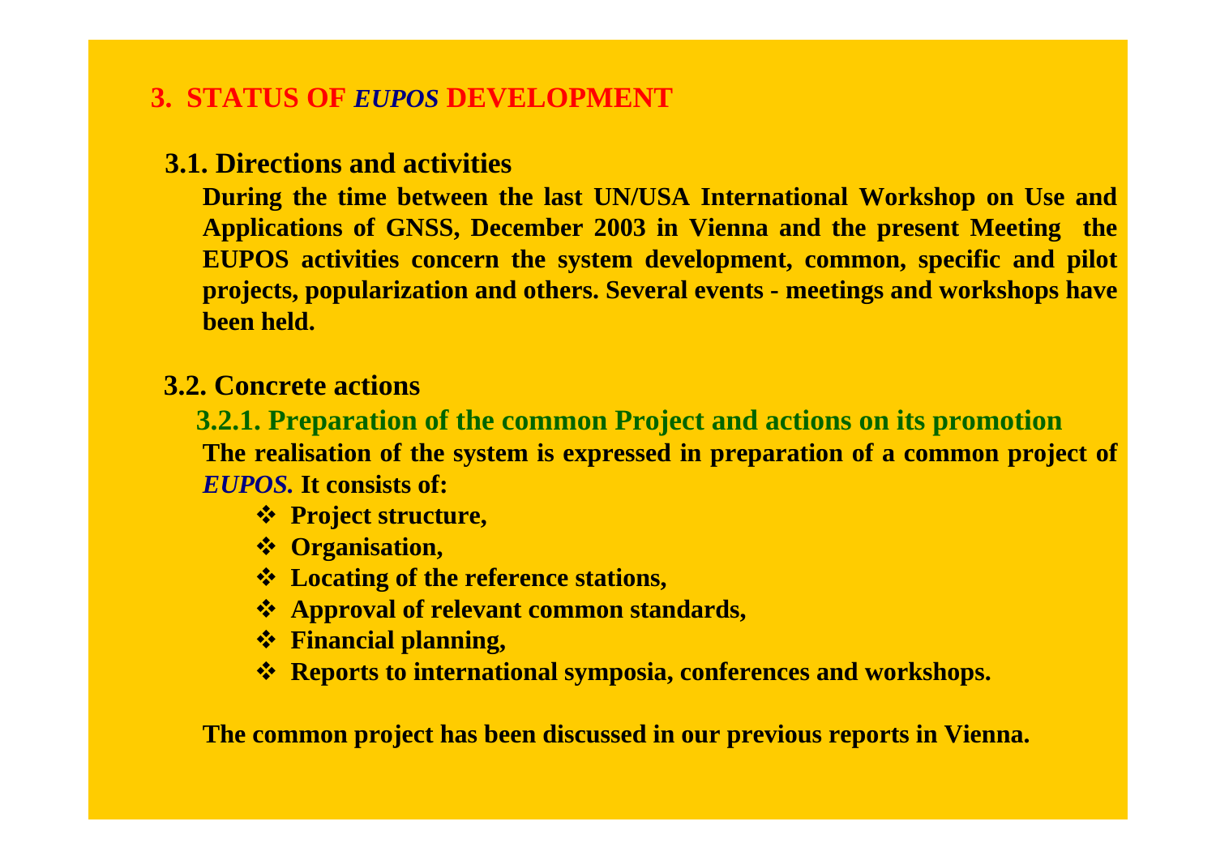# 3. STATUS OF *EUPOS* DEVELOPMENT

## 3.1. Directions and activities

**During the time between the last UN/USA International Workshop on Use and Applications of GNSS, December 2003 in Vienna and the present Meeting the EUPOS activities concern the system development, common, specific and pilot projects, popularization and others. Several events - meetings and workshops have been held.**

## 3.2. Concrete actions

### 3.2.1. Preparation of the common Project and actions on its promotion

**The realisation of the system is expressed in preparation of a common project of** ***EUPOS.*** **It consists of:**

- **Project structure,**
- **Organisation,**
- **Locating of the reference stations,**
- **Approval of relevant common standards,**
- **Financial planning,**
- **Reports to international symposia, conferences and workshops.**

**The common project has been discussed in our previous reports in Vienna.**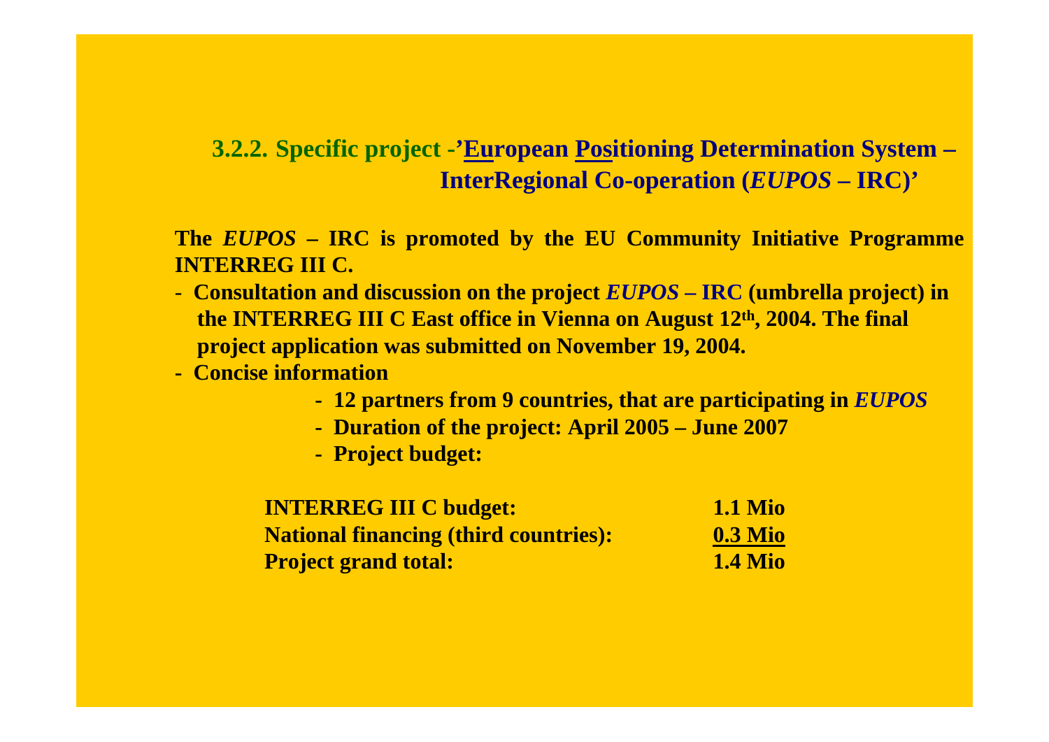### 3.2.2. Specific project -'European Positioning Determination System – InterRegional Co-operation (*EUPOS* – IRC)'

**The *EUPOS* – IRC is promoted by the EU Community Initiative Programme INTERREG III C.**

- **Consultation and discussion on the project *EUPOS* – IRC (umbrella project) in the INTERREG III C East office in Vienna on August 12th, 2004. The final project application was submitted on November 19, 2004.**
- **Concise information**
  - **12 partners from 9 countries, that are participating in *EUPOS***
  - **Duration of the project: April 2005 – June 2007**
  - **Project budget:**

| | |
|---|---|
| **INTERREG III C budget:** | **1.1 Mio** |
| **National financing (third countries):** | **0.3 Mio** |
| **Project grand total:** | **1.4 Mio** |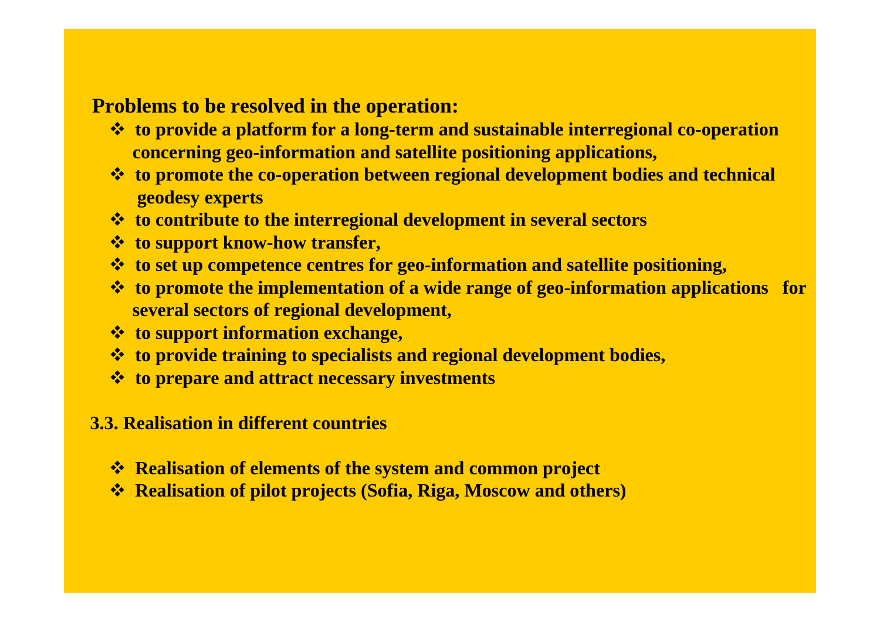**Problems to be resolved in the operation:**

- **to provide a platform for a long-term and sustainable interregional co-operation concerning geo-information and satellite positioning applications,**
- **to promote the co-operation between regional development bodies and technical geodesy experts**
- **to contribute to the interregional development in several sectors**
- **to support know-how transfer,**
- **to set up competence centres for geo-information and satellite positioning,**
- **to promote the implementation of a wide range of geo-information applications for several sectors of regional development,**
- **to support information exchange,**
- **to provide training to specialists and regional development bodies,**
- **to prepare and attract necessary investments**

### 3.3. Realisation in different countries

- **Realisation of elements of the system and common project**
- **Realisation of pilot projects (Sofia, Riga, Moscow and others)**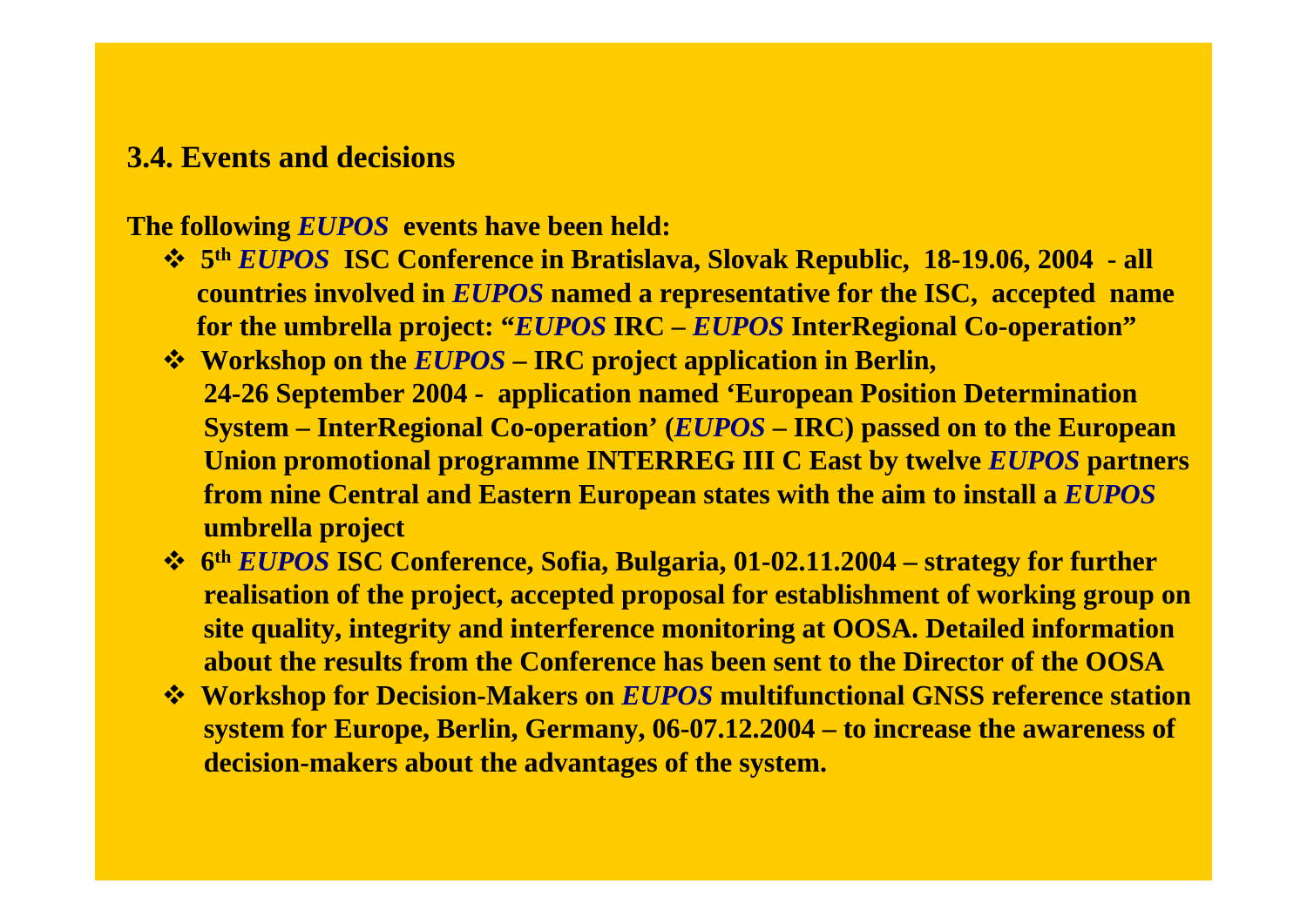### 3.4. Events and decisions

**The following *EUPOS* events have been held:**

- **5th *EUPOS* ISC Conference in Bratislava, Slovak Republic, 18-19.06, 2004 - all countries involved in *EUPOS* named a representative for the ISC, accepted name for the umbrella project: "*EUPOS* IRC – *EUPOS* InterRegional Co-operation"**
- **Workshop on the *EUPOS* – IRC project application in Berlin, 24-26 September 2004 - application named 'European Position Determination System – InterRegional Co-operation' (*EUPOS* – IRC) passed on to the European Union promotional programme INTERREG III C East by twelve *EUPOS* partners from nine Central and Eastern European states with the aim to install a *EUPOS* umbrella project**
- **6th *EUPOS* ISC Conference, Sofia, Bulgaria, 01-02.11.2004 – strategy for further realisation of the project, accepted proposal for establishment of working group on site quality, integrity and interference monitoring at OOSA. Detailed information about the results from the Conference has been sent to the Director of the OOSA**
- **Workshop for Decision-Makers on *EUPOS* multifunctional GNSS reference station system for Europe, Berlin, Germany, 06-07.12.2004 – to increase the awareness of decision-makers about the advantages of the system.**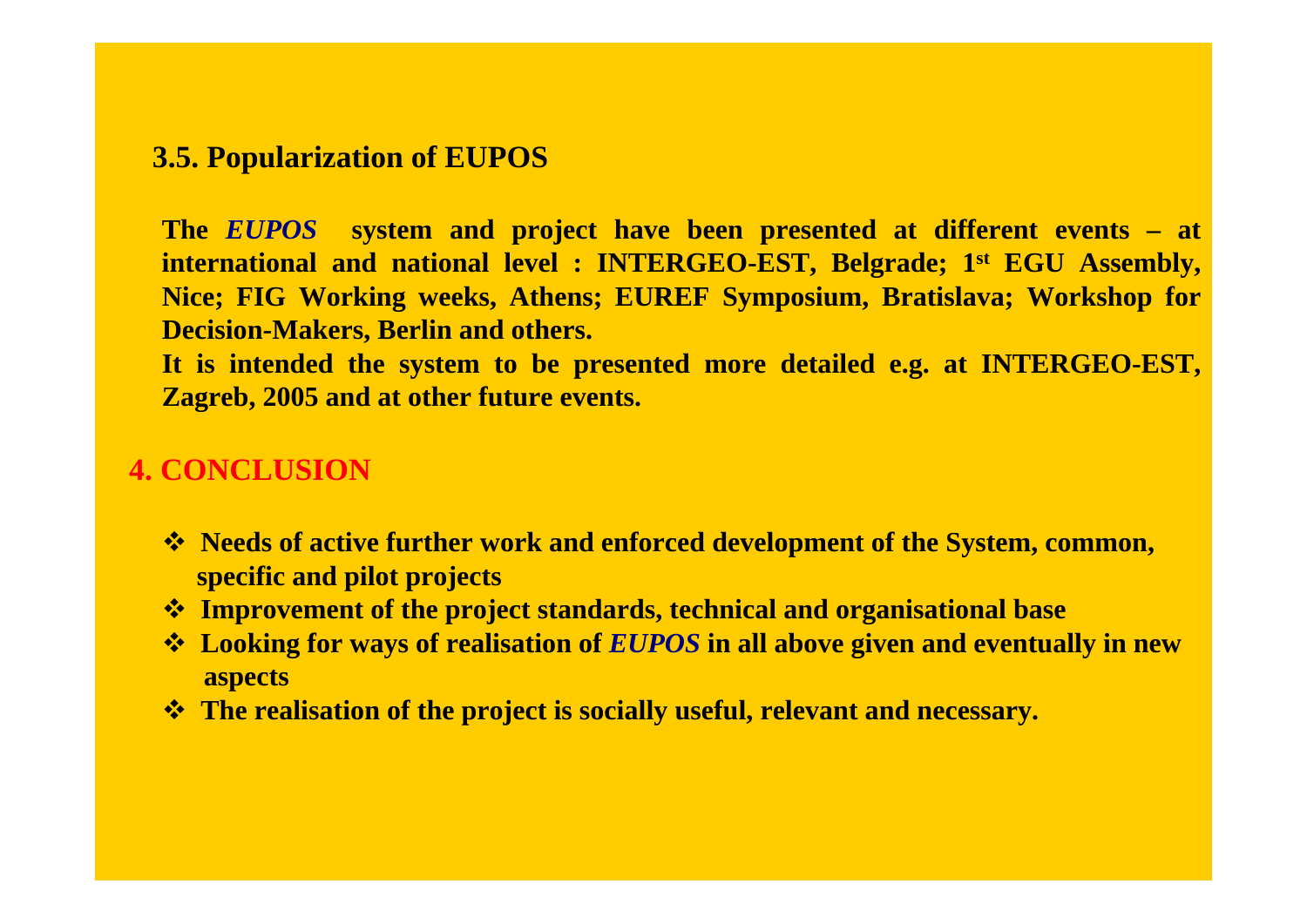### 3.5. Popularization of EUPOS

**The *EUPOS* system and project have been presented at different events – at international and national level : INTERGEO-EST, Belgrade; 1st EGU Assembly, Nice; FIG Working weeks, Athens; EUREF Symposium, Bratislava; Workshop for Decision-Makers, Berlin and others.**

**It is intended the system to be presented more detailed e.g. at INTERGEO-EST, Zagreb, 2005 and at other future events.**

## 4. CONCLUSION

- **Needs of active further work and enforced development of the System, common, specific and pilot projects**
- **Improvement of the project standards, technical and organisational base**
- **Looking for ways of realisation of *EUPOS* in all above given and eventually in new aspects**
- **The realisation of the project is socially useful, relevant and necessary.**